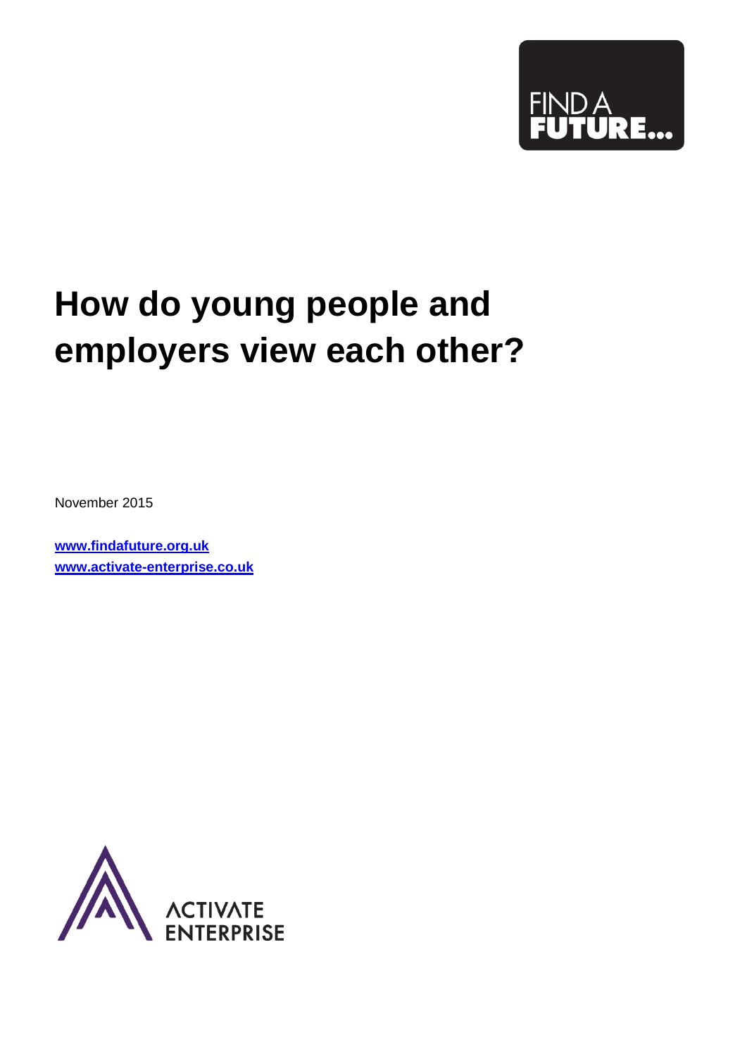FIND A FUTURE...

# How do young people and employers view each other?

November 2015

[www.findafuture.org.uk](http://www.findafuture.org.uk)
[www.activate-enterprise.co.uk](http://www.activate-enterprise.co.uk)

ACTIVATE ENTERPRISE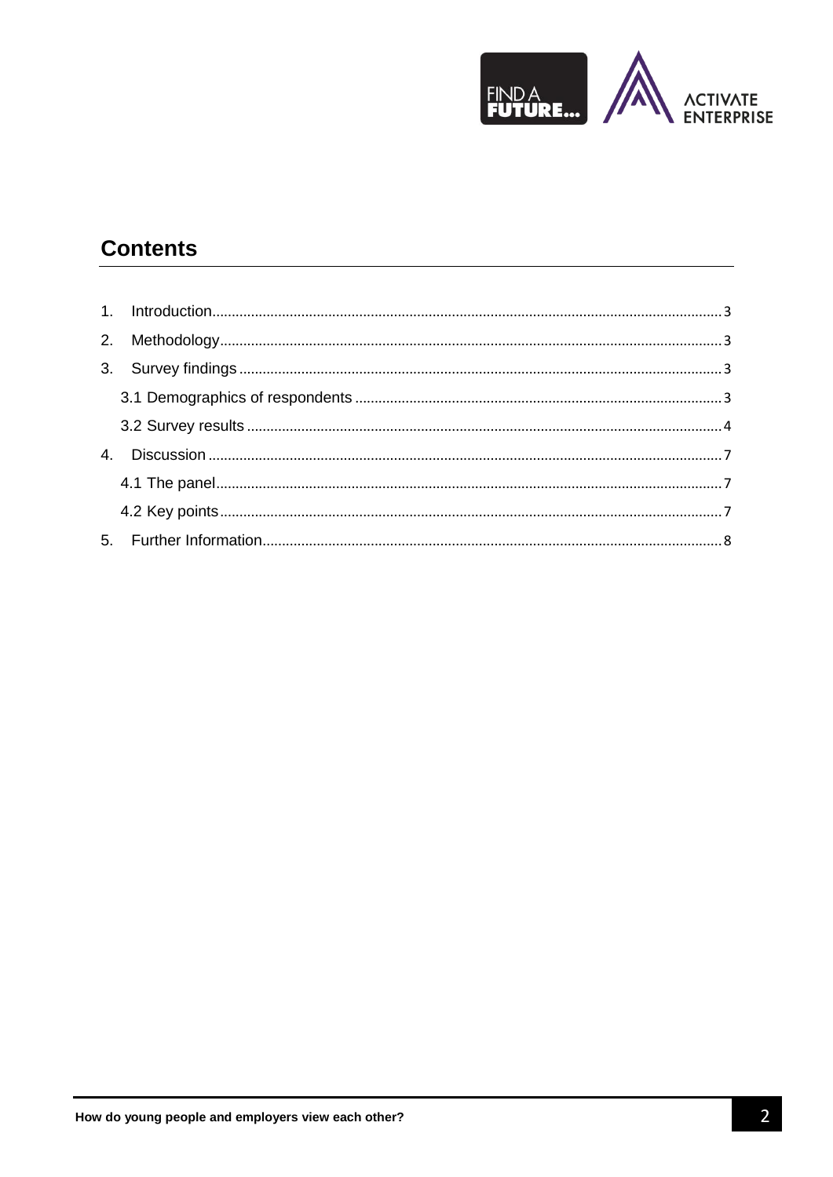## Contents

1. Introduction .......... 3
2. Methodology .......... 3
3. Survey findings .......... 3
   - 3.1 Demographics of respondents .......... 3
   - 3.2 Survey results .......... 4
4. Discussion .......... 7
   - 4.1 The panel .......... 7
   - 4.2 Key points .......... 7
5. Further Information .......... 8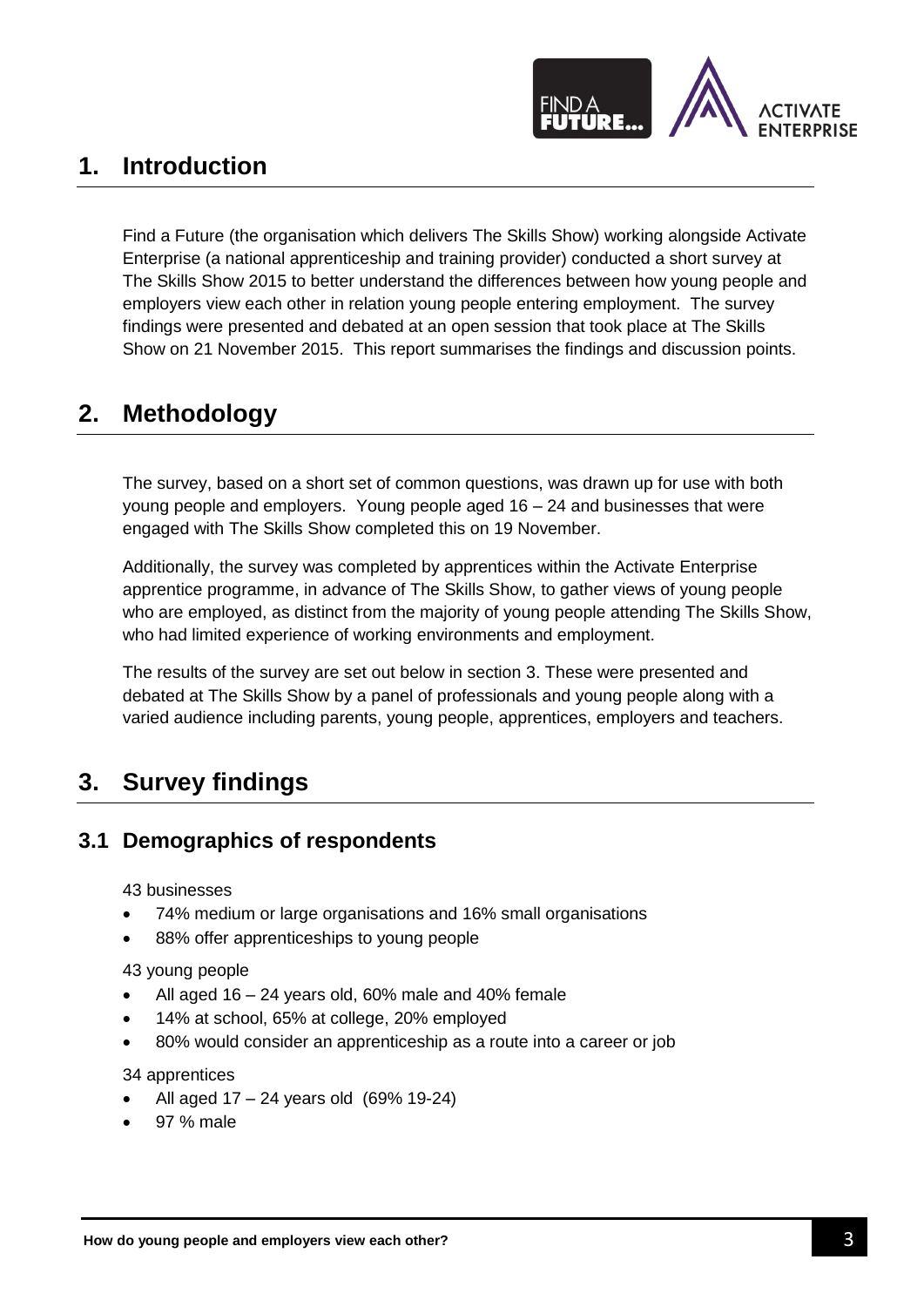## 1. Introduction

Find a Future (the organisation which delivers The Skills Show) working alongside Activate Enterprise (a national apprenticeship and training provider) conducted a short survey at The Skills Show 2015 to better understand the differences between how young people and employers view each other in relation young people entering employment. The survey findings were presented and debated at an open session that took place at The Skills Show on 21 November 2015. This report summarises the findings and discussion points.

## 2. Methodology

The survey, based on a short set of common questions, was drawn up for use with both young people and employers. Young people aged 16 – 24 and businesses that were engaged with The Skills Show completed this on 19 November.

Additionally, the survey was completed by apprentices within the Activate Enterprise apprentice programme, in advance of The Skills Show, to gather views of young people who are employed, as distinct from the majority of young people attending The Skills Show, who had limited experience of working environments and employment.

The results of the survey are set out below in section 3. These were presented and debated at The Skills Show by a panel of professionals and young people along with a varied audience including parents, young people, apprentices, employers and teachers.

## 3. Survey findings

### 3.1 Demographics of respondents

43 businesses

- 74% medium or large organisations and 16% small organisations
- 88% offer apprenticeships to young people

43 young people

- All aged 16 – 24 years old, 60% male and 40% female
- 14% at school, 65% at college, 20% employed
- 80% would consider an apprenticeship as a route into a career or job

34 apprentices

- All aged 17 – 24 years old (69% 19-24)
- 97 % male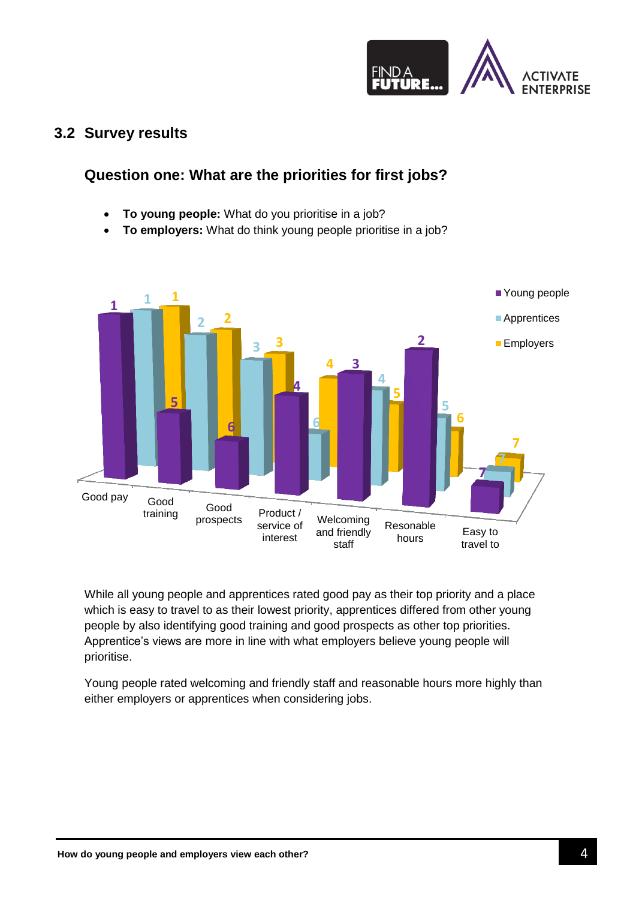## 3.2 Survey results

### Question one: What are the priorities for first jobs?

- **To young people:** What do you prioritise in a job?
- **To employers:** What do think young people prioritise in a job?

| | Young people | Apprentices | Employers |
|---|---|---|---|
| Good pay | 1 | 1 | 1 |
| Good training | 5 | 2 | 2 |
| Good prospects | 6 | 3 | 3 |
| Product / service of interest | 4 | 6 | 4 |
| Welcoming and friendly staff | 3 | 4 | 5 |
| Resonable hours | 2 | 5 | 6 |
| Easy to travel to | 7 | 7 | 7 |

While all young people and apprentices rated good pay as their top priority and a place which is easy to travel to as their lowest priority, apprentices differed from other young people by also identifying good training and good prospects as other top priorities. Apprentice's views are more in line with what employers believe young people will prioritise.

Young people rated welcoming and friendly staff and reasonable hours more highly than either employers or apprentices when considering jobs.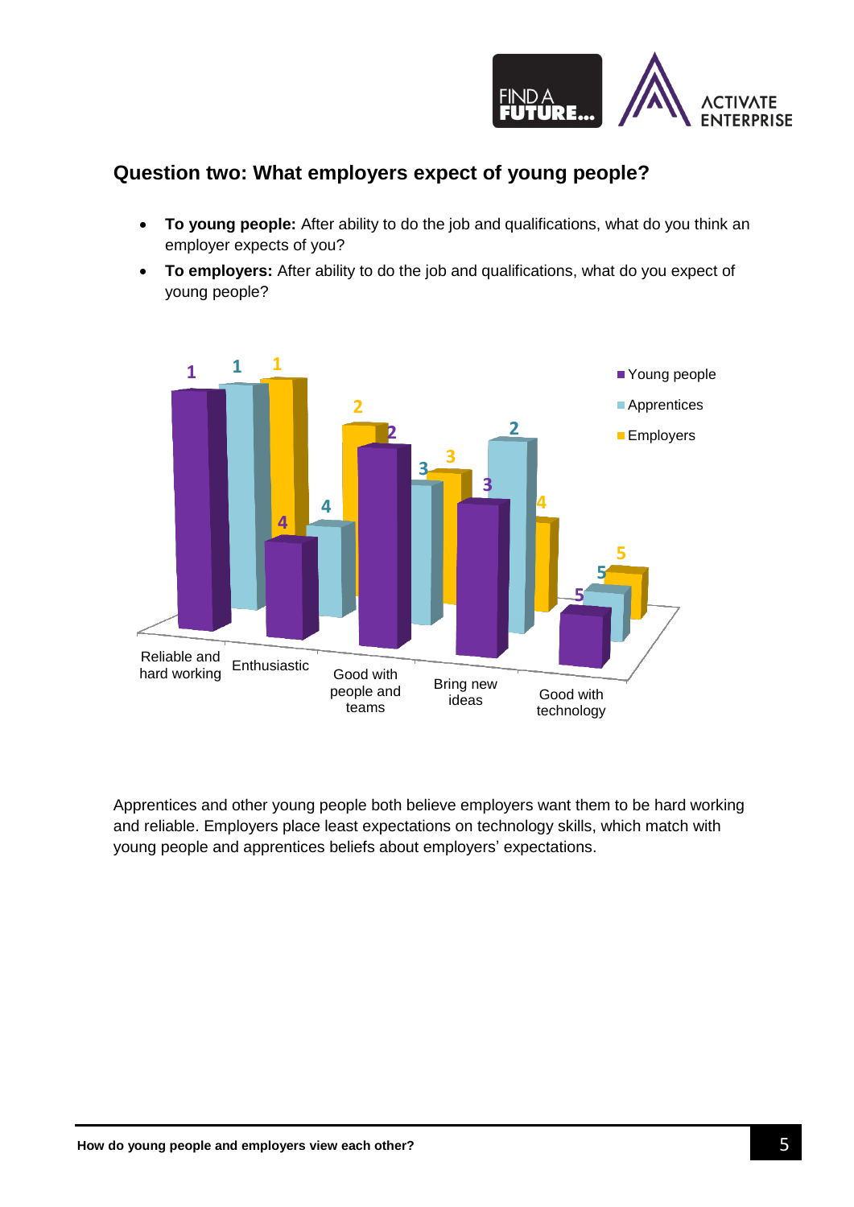## Question two: What employers expect of young people?

- **To young people:** After ability to do the job and qualifications, what do you think an employer expects of you?
- **To employers:** After ability to do the job and qualifications, what do you expect of young people?

| | Young people | Apprentices | Employers |
|---|---|---|---|
| Reliable and hard working | 1 | 1 | 1 |
| Enthusiastic | 4 | 4 | 2 |
| Good with people and teams | 2 | 3 | 3 |
| Bring new ideas | 3 | 2 | 4 |
| Good with technology | 5 | 5 | 5 |

Apprentices and other young people both believe employers want them to be hard working and reliable. Employers place least expectations on technology skills, which match with young people and apprentices beliefs about employers' expectations.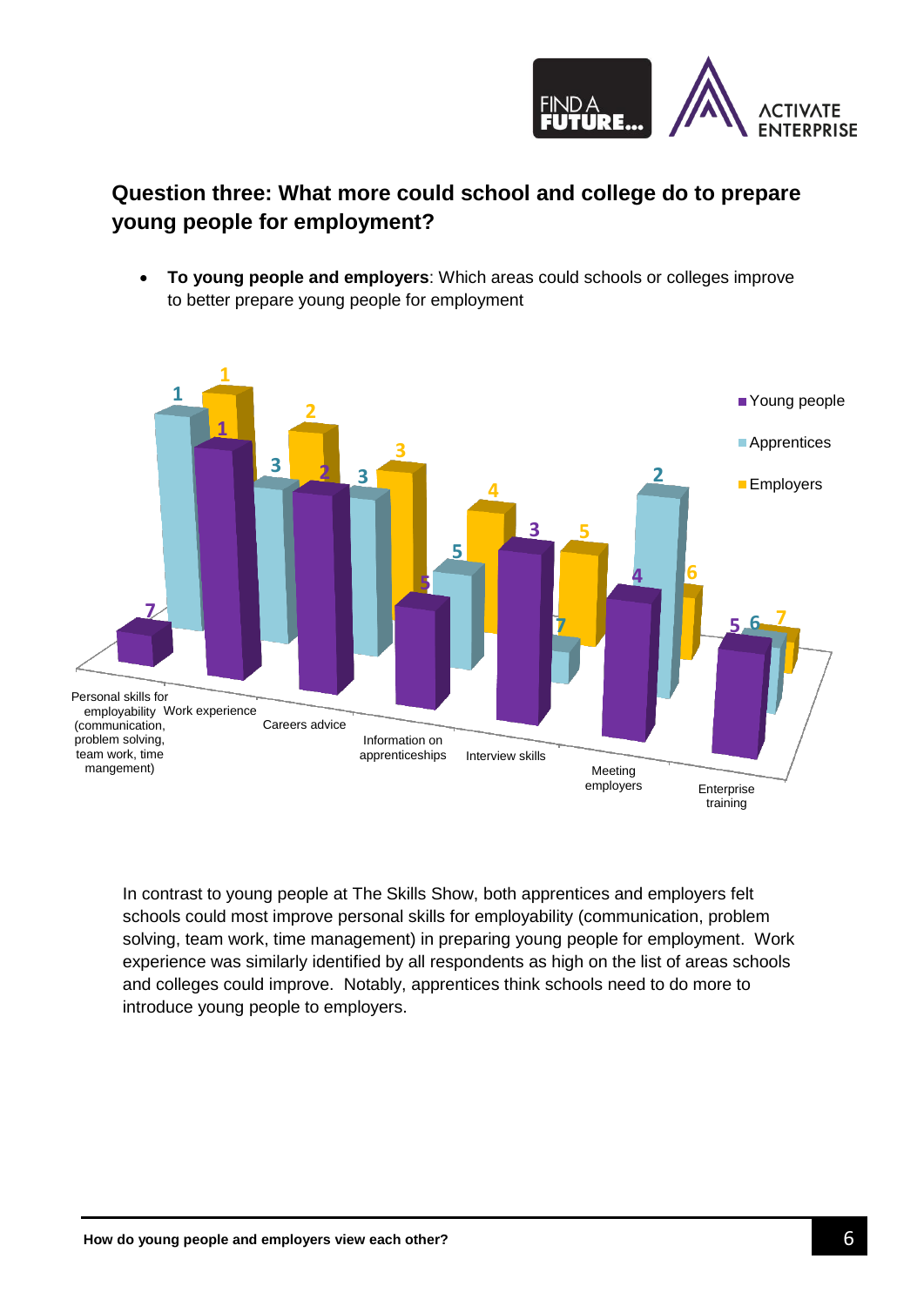## Question three: What more could school and college do to prepare young people for employment?

- **To young people and employers**: Which areas could schools or colleges improve to better prepare young people for employment

| Area | Young people | Apprentices | Employers |
| --- | --- | --- | --- |
| Personal skills for employability (communication, problem solving, team work, time mangement) | 7 | 1 | 1 |
| Work experience | 1 | 3 | 2 |
| Careers advice | 2 | 3 | 3 |
| Information on apprenticeships | 5 | 5 | 4 |
| Interview skills | 3 | 7 | 5 |
| Meeting employers | 4 | 2 | 6 |
| Enterprise training | 5 | 6 | 7 |

In contrast to young people at The Skills Show, both apprentices and employers felt schools could most improve personal skills for employability (communication, problem solving, team work, time management) in preparing young people for employment. Work experience was similarly identified by all respondents as high on the list of areas schools and colleges could improve. Notably, apprentices think schools need to do more to introduce young people to employers.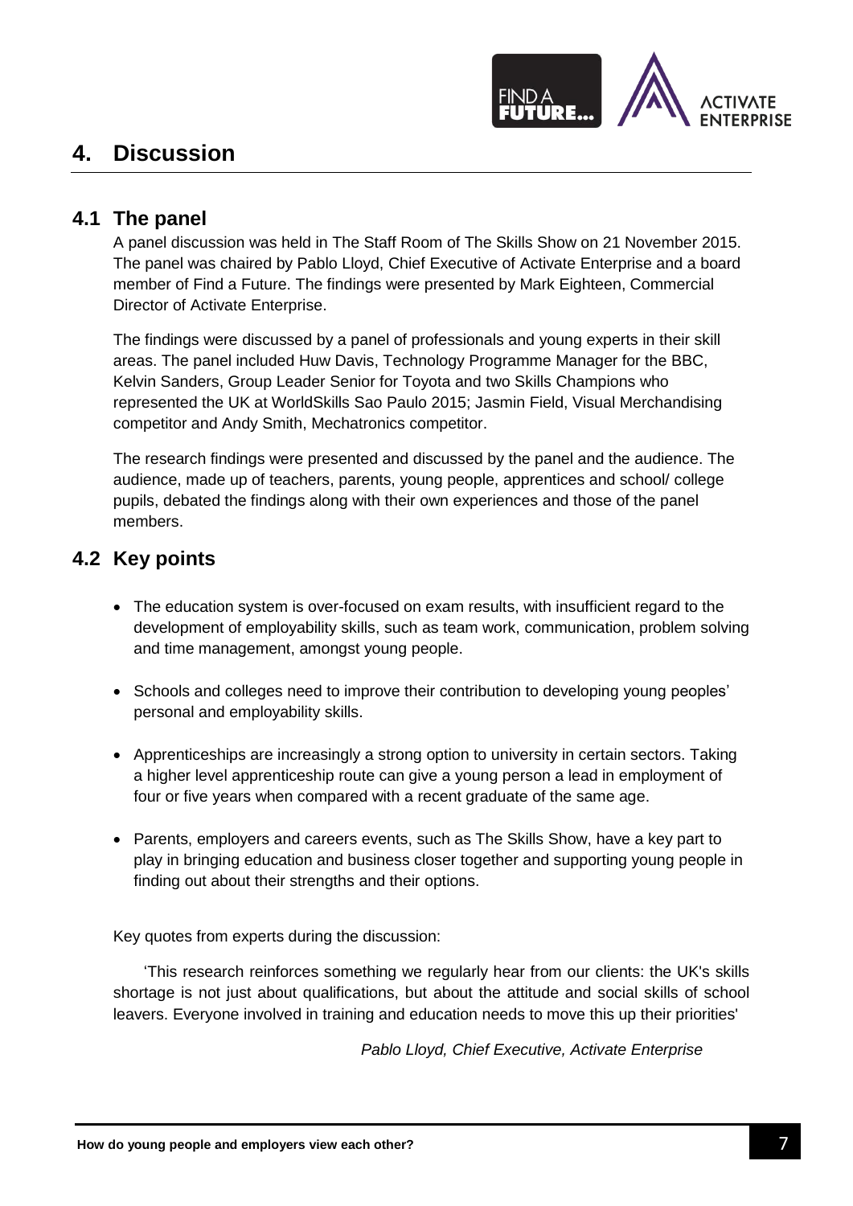# 4. Discussion

## 4.1 The panel

A panel discussion was held in The Staff Room of The Skills Show on 21 November 2015. The panel was chaired by Pablo Lloyd, Chief Executive of Activate Enterprise and a board member of Find a Future. The findings were presented by Mark Eighteen, Commercial Director of Activate Enterprise.

The findings were discussed by a panel of professionals and young experts in their skill areas. The panel included Huw Davis, Technology Programme Manager for the BBC, Kelvin Sanders, Group Leader Senior for Toyota and two Skills Champions who represented the UK at WorldSkills Sao Paulo 2015; Jasmin Field, Visual Merchandising competitor and Andy Smith, Mechatronics competitor.

The research findings were presented and discussed by the panel and the audience. The audience, made up of teachers, parents, young people, apprentices and school/ college pupils, debated the findings along with their own experiences and those of the panel members.

## 4.2 Key points

- The education system is over-focused on exam results, with insufficient regard to the development of employability skills, such as team work, communication, problem solving and time management, amongst young people.
- Schools and colleges need to improve their contribution to developing young peoples' personal and employability skills.
- Apprenticeships are increasingly a strong option to university in certain sectors. Taking a higher level apprenticeship route can give a young person a lead in employment of four or five years when compared with a recent graduate of the same age.
- Parents, employers and careers events, such as The Skills Show, have a key part to play in bringing education and business closer together and supporting young people in finding out about their strengths and their options.

Key quotes from experts during the discussion:

'This research reinforces something we regularly hear from our clients: the UK's skills shortage is not just about qualifications, but about the attitude and social skills of school leavers. Everyone involved in training and education needs to move this up their priorities'

*Pablo Lloyd, Chief Executive, Activate Enterprise*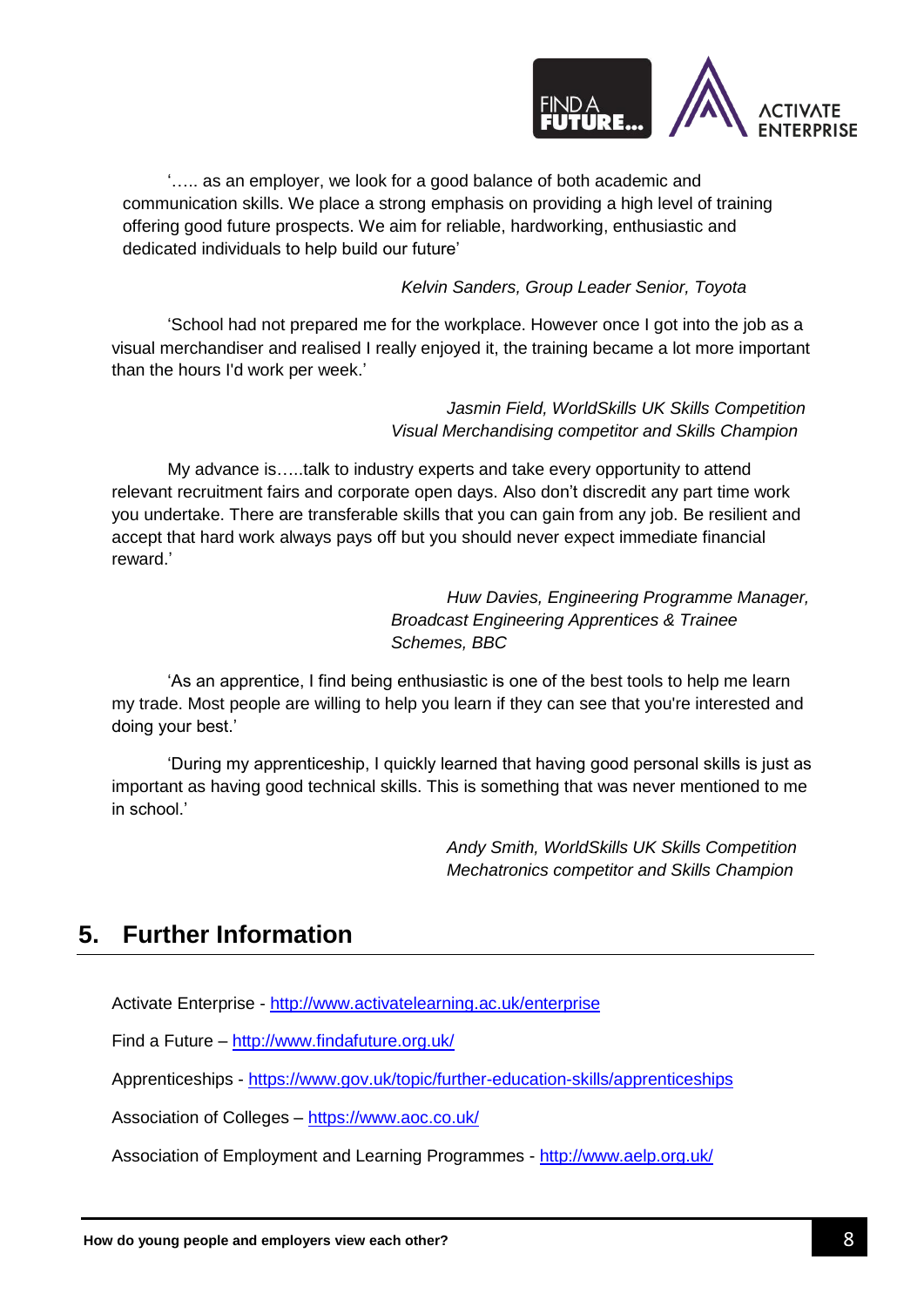'….. as an employer, we look for a good balance of both academic and communication skills. We place a strong emphasis on providing a high level of training offering good future prospects. We aim for reliable, hardworking, enthusiastic and dedicated individuals to help build our future'

*Kelvin Sanders, Group Leader Senior, Toyota*

'School had not prepared me for the workplace. However once I got into the job as a visual merchandiser and realised I really enjoyed it, the training became a lot more important than the hours I'd work per week.'

*Jasmin Field, WorldSkills UK Skills Competition Visual Merchandising competitor and Skills Champion*

My advance is…..talk to industry experts and take every opportunity to attend relevant recruitment fairs and corporate open days. Also don't discredit any part time work you undertake. There are transferable skills that you can gain from any job. Be resilient and accept that hard work always pays off but you should never expect immediate financial reward.'

*Huw Davies, Engineering Programme Manager, Broadcast Engineering Apprentices & Trainee Schemes, BBC*

'As an apprentice, I find being enthusiastic is one of the best tools to help me learn my trade. Most people are willing to help you learn if they can see that you're interested and doing your best.'

'During my apprenticeship, I quickly learned that having good personal skills is just as important as having good technical skills. This is something that was never mentioned to me in school.'

*Andy Smith, WorldSkills UK Skills Competition Mechatronics competitor and Skills Champion*

## 5. Further Information

Activate Enterprise - http://www.activatelearning.ac.uk/enterprise

Find a Future – http://www.findafuture.org.uk/

Apprenticeships - https://www.gov.uk/topic/further-education-skills/apprenticeships

Association of Colleges – https://www.aoc.co.uk/

Association of Employment and Learning Programmes - http://www.aelp.org.uk/